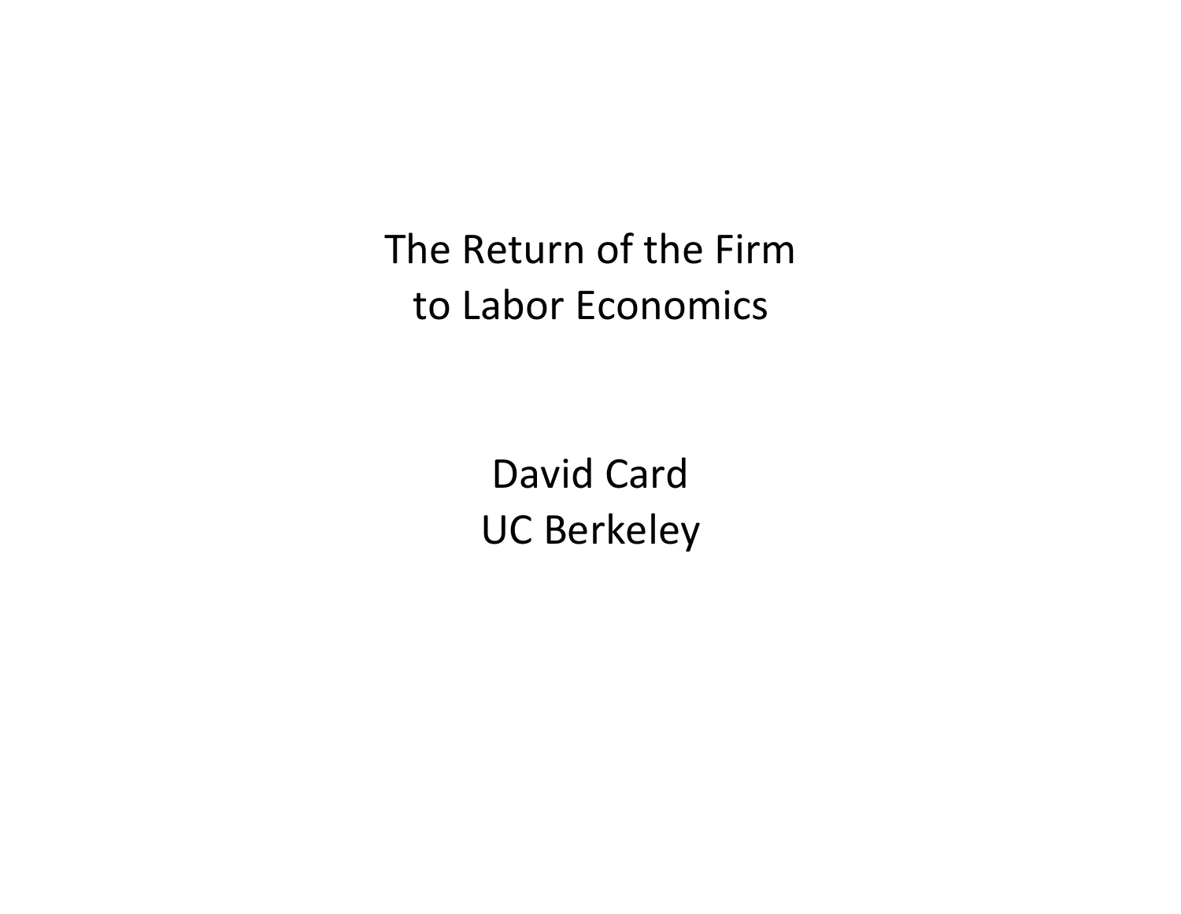# The Return of the Firm to Labor Economics

David Card
UC Berkeley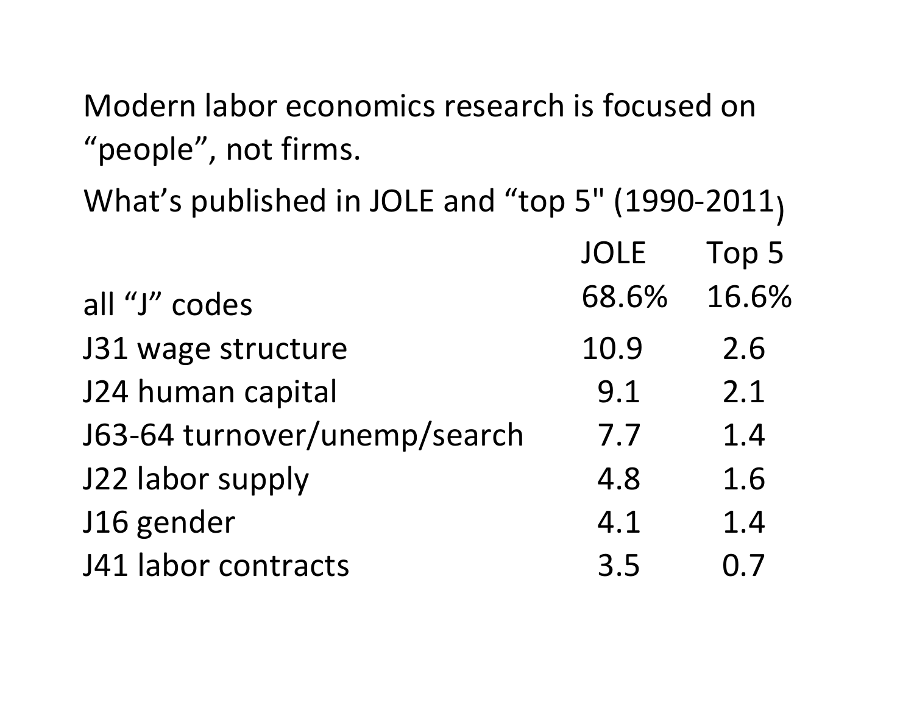Modern labor economics research is focused on "people", not firms.

What's published in JOLE and "top 5" (1990-2011)

| | JOLE | Top 5 |
|---|---|---|
| all "J" codes | 68.6% | 16.6% |
| J31 wage structure | 10.9 | 2.6 |
| J24 human capital | 9.1 | 2.1 |
| J63-64 turnover/unemp/search | 7.7 | 1.4 |
| J22 labor supply | 4.8 | 1.6 |
| J16 gender | 4.1 | 1.4 |
| J41 labor contracts | 3.5 | 0.7 |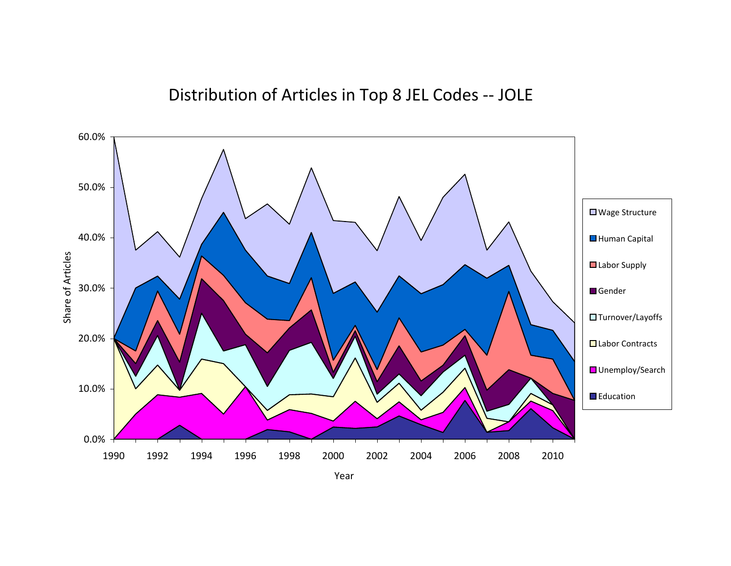# Distribution of Articles in Top 8 JEL Codes -- JOLE

Share of Articles

60.0%
50.0%
40.0%
30.0%
20.0%
10.0%
0.0%

1990 1992 1994 1996 1998 2000 2002 2004 2006 2008 2010

Year

- Wage Structure
- Human Capital
- Labor Supply
- Gender
- Turnover/Layoffs
- Labor Contracts
- Unemploy/Search
- Education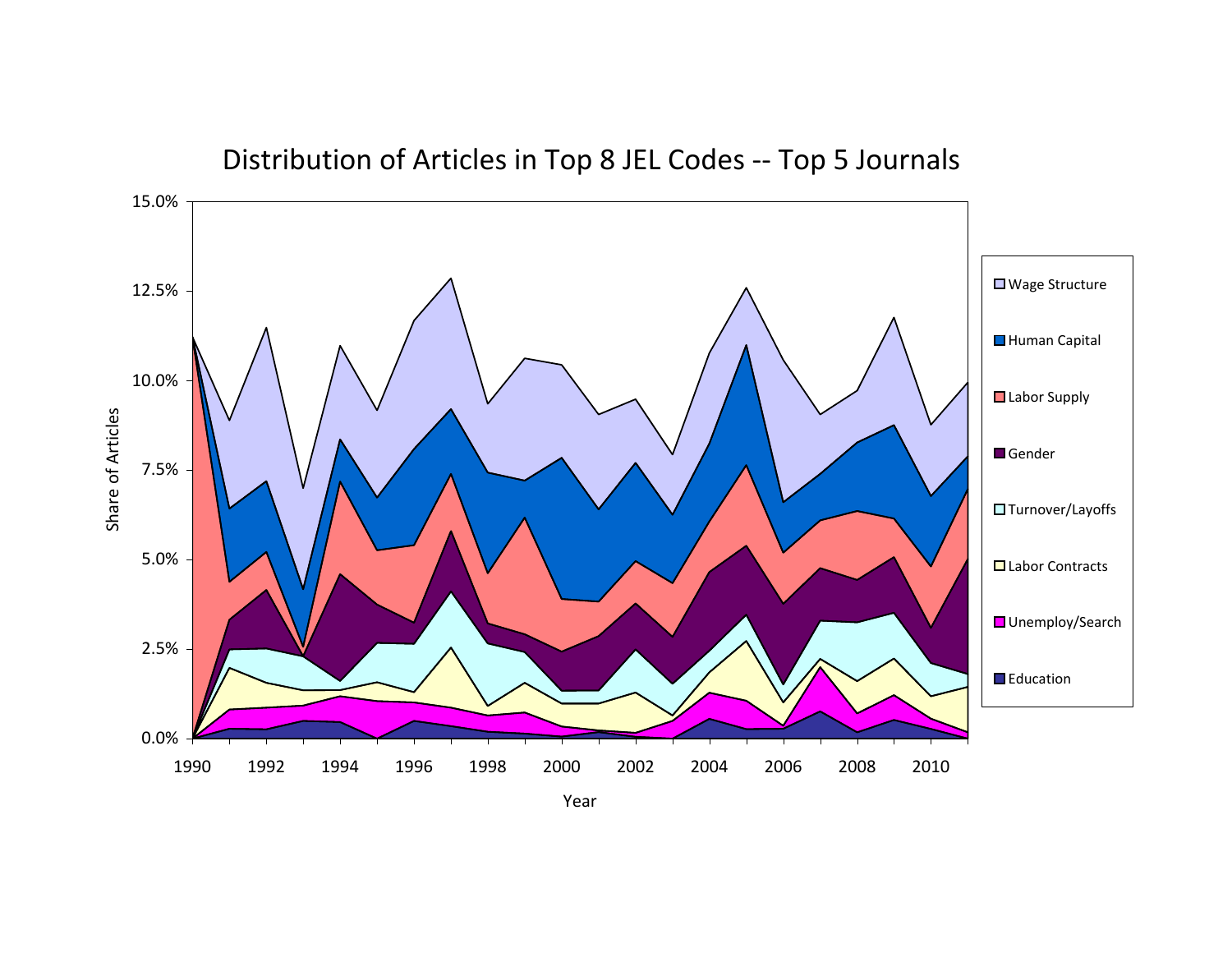# Distribution of Articles in Top 8 JEL Codes -- Top 5 Journals

Share of Articles: 0.0%, 2.5%, 5.0%, 7.5%, 10.0%, 12.5%, 15.0%

Year: 1990, 1992, 1994, 1996, 1998, 2000, 2002, 2004, 2006, 2008, 2010

- Wage Structure
- Human Capital
- Labor Supply
- Gender
- Turnover/Layoffs
- Labor Contracts
- Unemploy/Search
- Education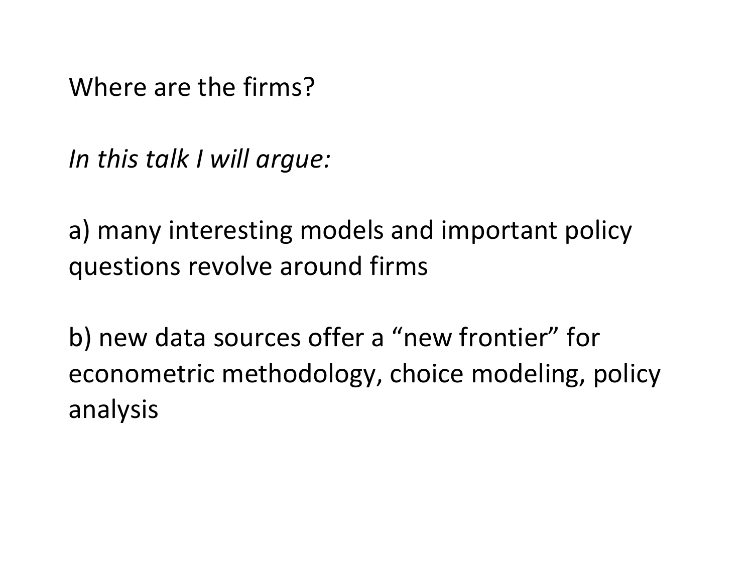Where are the firms?

*In this talk I will argue:*

a) many interesting models and important policy questions revolve around firms

b) new data sources offer a “new frontier” for econometric methodology, choice modeling, policy analysis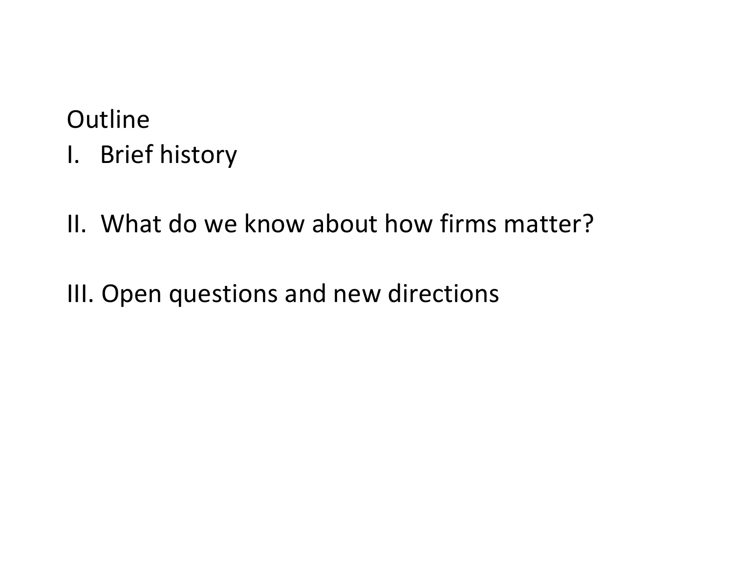Outline

I. Brief history

II. What do we know about how firms matter?

III. Open questions and new directions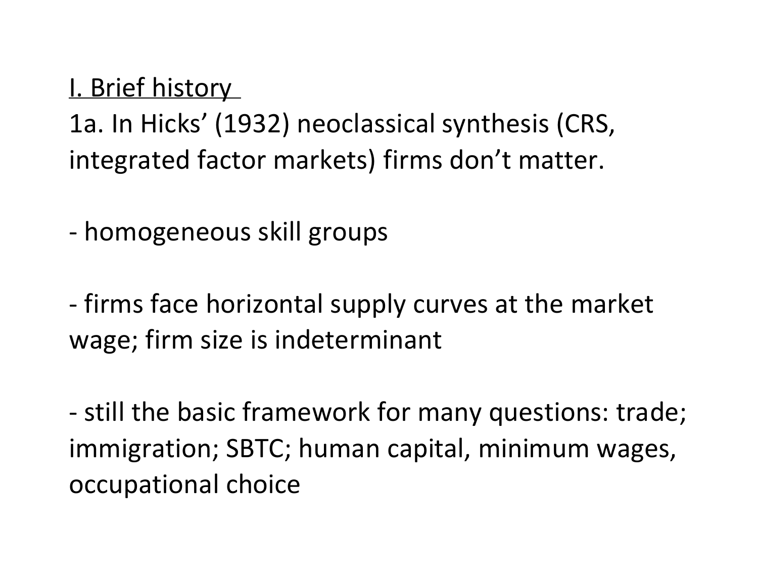<u>I. Brief history</u>

1a. In Hicks' (1932) neoclassical synthesis (CRS, integrated factor markets) firms don't matter.

- homogeneous skill groups

- firms face horizontal supply curves at the market wage; firm size is indeterminant

- still the basic framework for many questions: trade; immigration; SBTC; human capital, minimum wages, occupational choice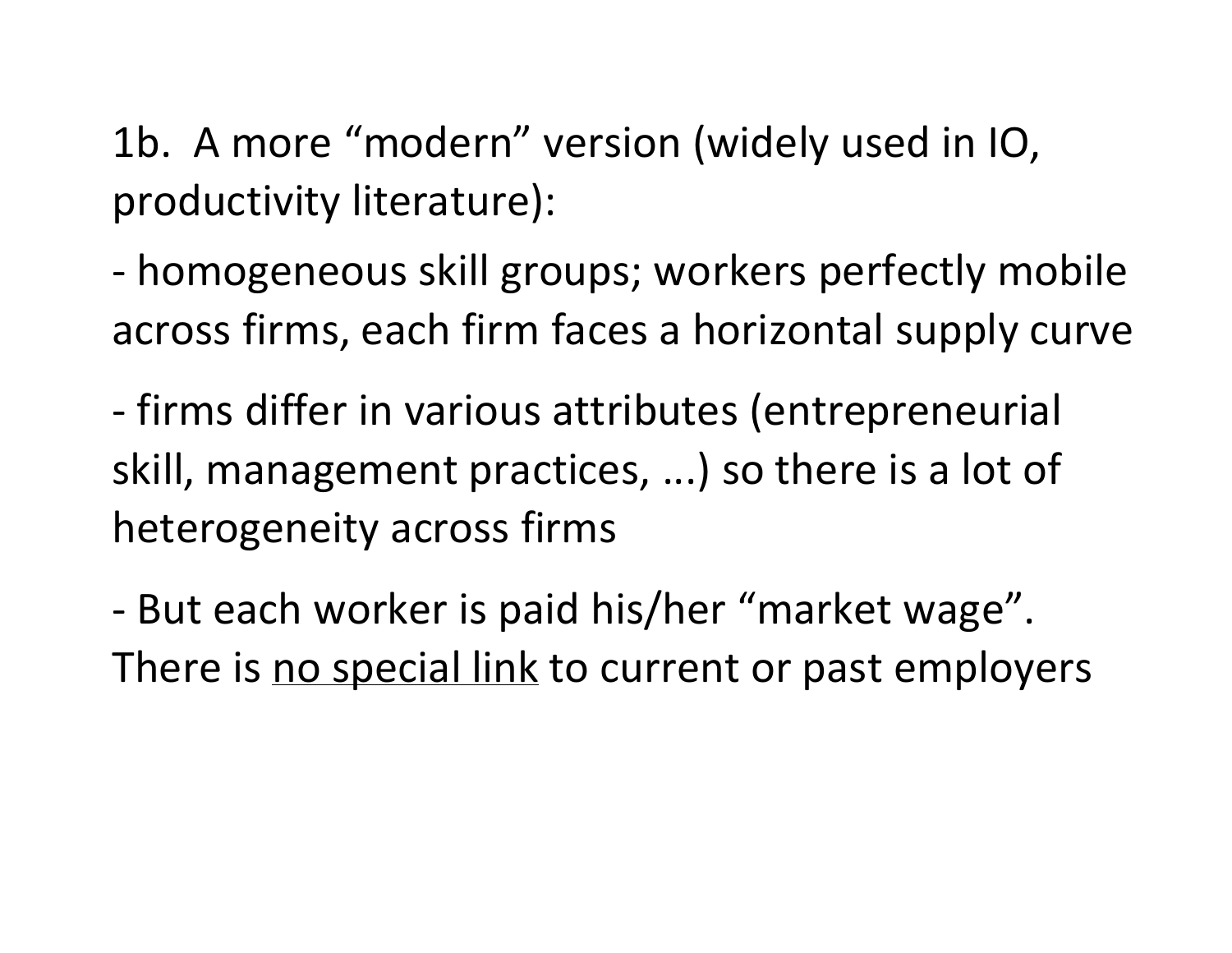1b. A more "modern" version (widely used in IO, productivity literature):

- homogeneous skill groups; workers perfectly mobile across firms, each firm faces a horizontal supply curve

- firms differ in various attributes (entrepreneurial skill, management practices, ...) so there is a lot of heterogeneity across firms

- But each worker is paid his/her "market wage". There is <u>no special link</u> to current or past employers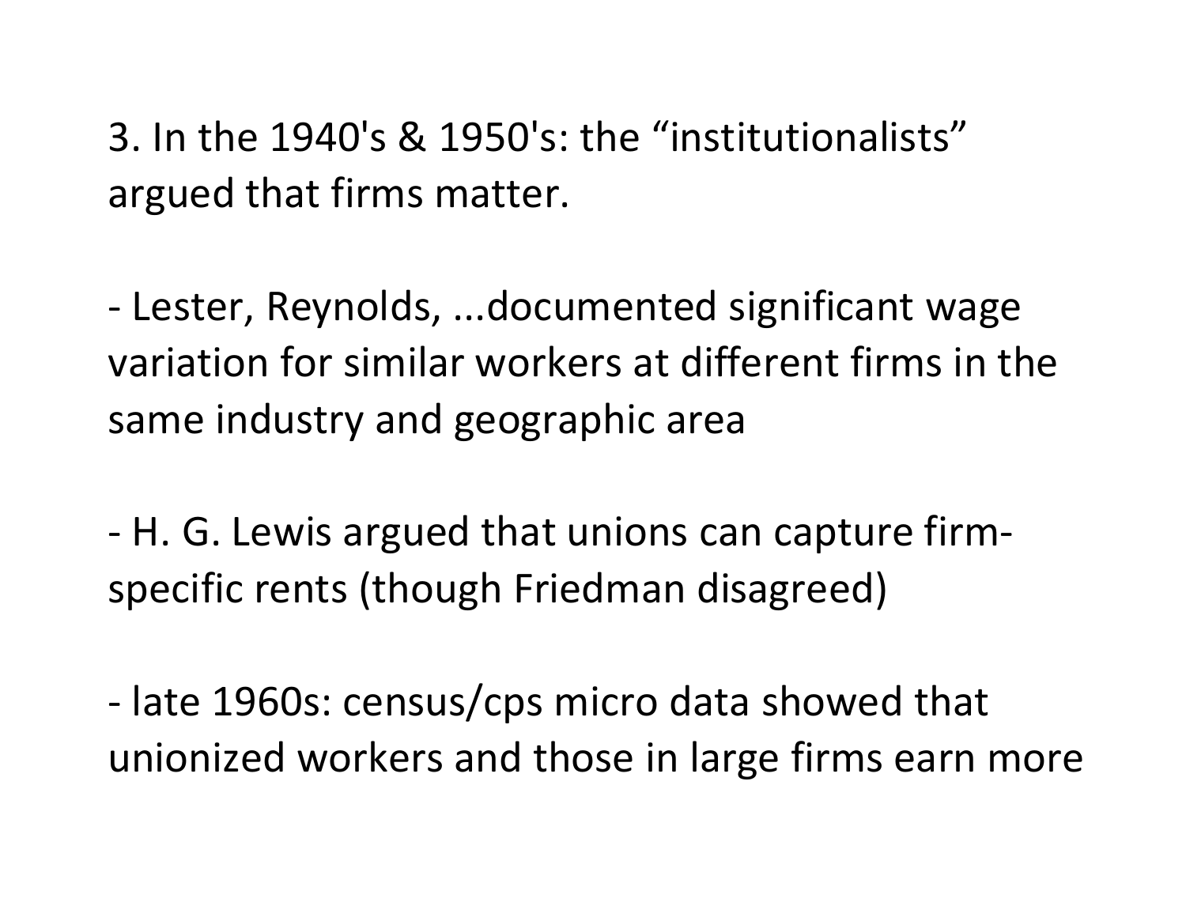3. In the 1940's & 1950's: the "institutionalists" argued that firms matter.

- Lester, Reynolds, ...documented significant wage variation for similar workers at different firms in the same industry and geographic area

- H. G. Lewis argued that unions can capture firm-specific rents (though Friedman disagreed)

- late 1960s: census/cps micro data showed that unionized workers and those in large firms earn more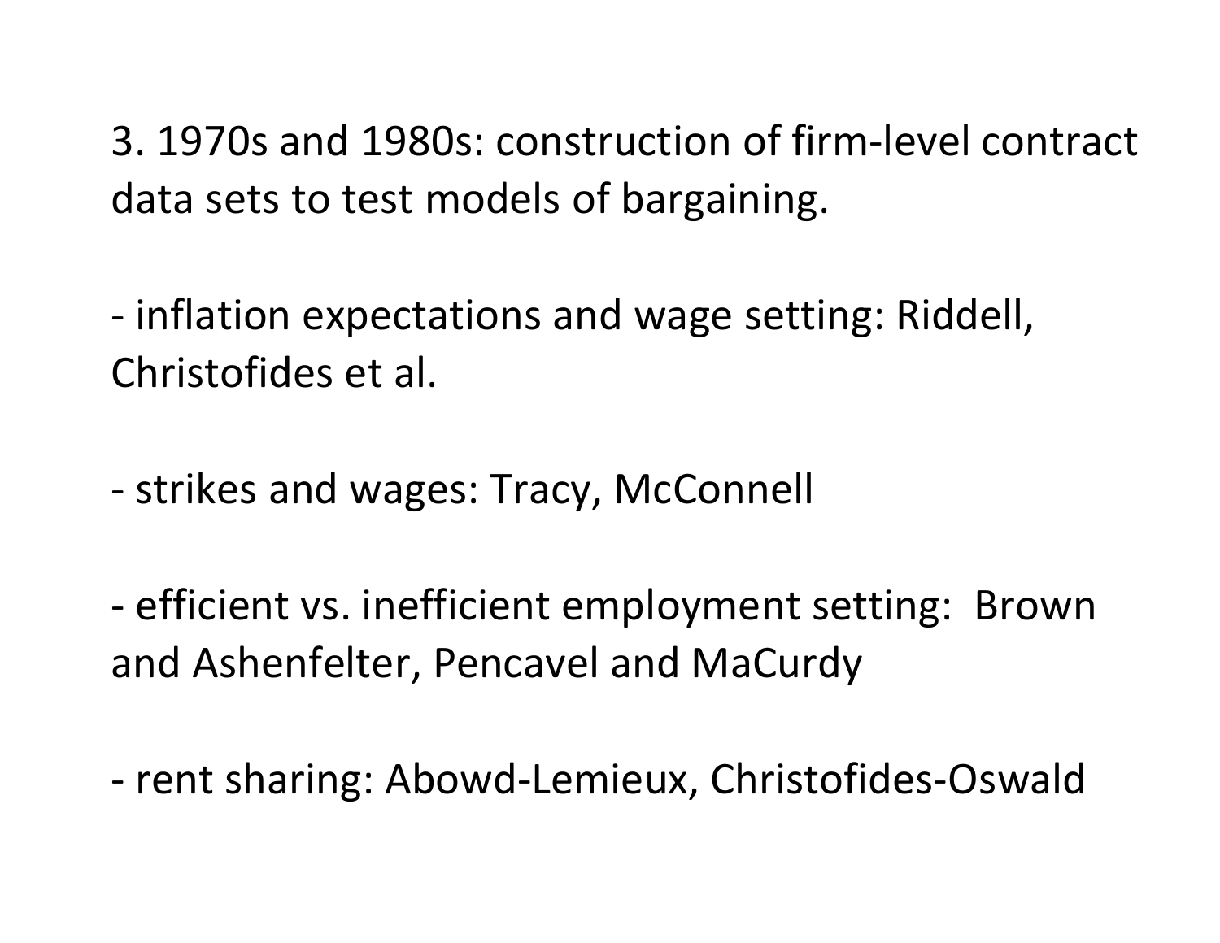3. 1970s and 1980s: construction of firm-level contract data sets to test models of bargaining.

- inflation expectations and wage setting: Riddell, Christofides et al.

- strikes and wages: Tracy, McConnell

- efficient vs. inefficient employment setting:  Brown and Ashenfelter, Pencavel and MaCurdy

- rent sharing: Abowd-Lemieux, Christofides-Oswald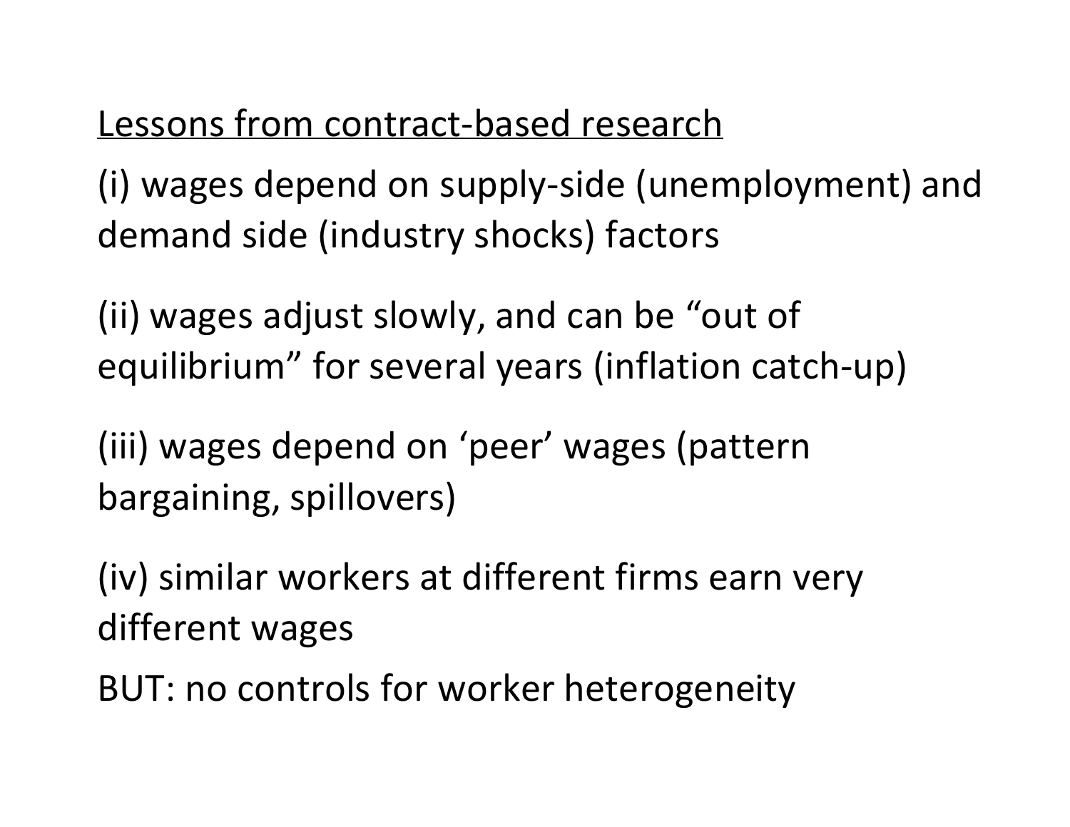<u>Lessons from contract-based research</u>

(i) wages depend on supply-side (unemployment) and demand side (industry shocks) factors

(ii) wages adjust slowly, and can be "out of equilibrium" for several years (inflation catch-up)

(iii) wages depend on 'peer' wages (pattern bargaining, spillovers)

(iv) similar workers at different firms earn very different wages

BUT: no controls for worker heterogeneity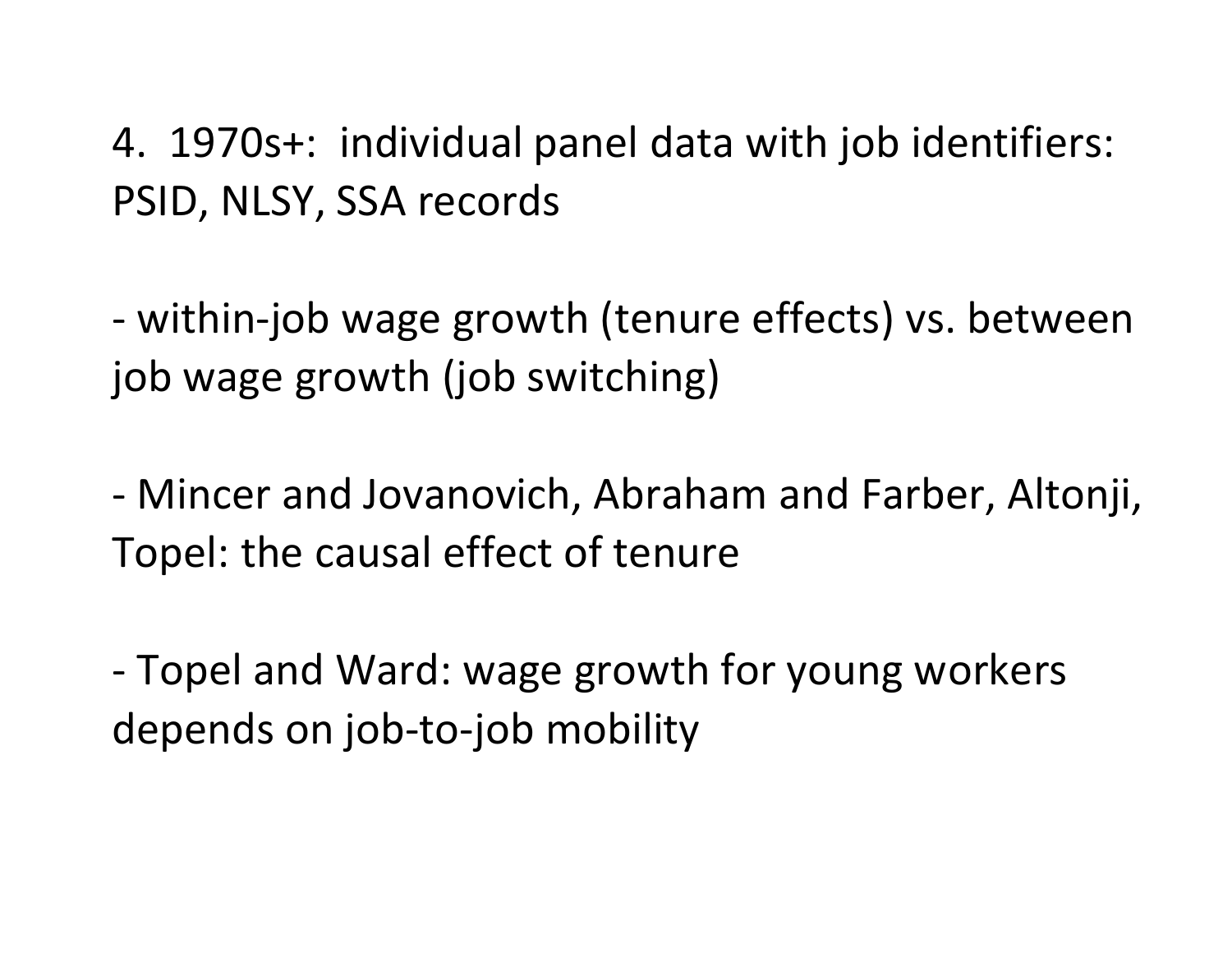4. 1970s+: individual panel data with job identifiers: PSID, NLSY, SSA records

- within-job wage growth (tenure effects) vs. between job wage growth (job switching)

- Mincer and Jovanovich, Abraham and Farber, Altonji, Topel: the causal effect of tenure

- Topel and Ward: wage growth for young workers depends on job-to-job mobility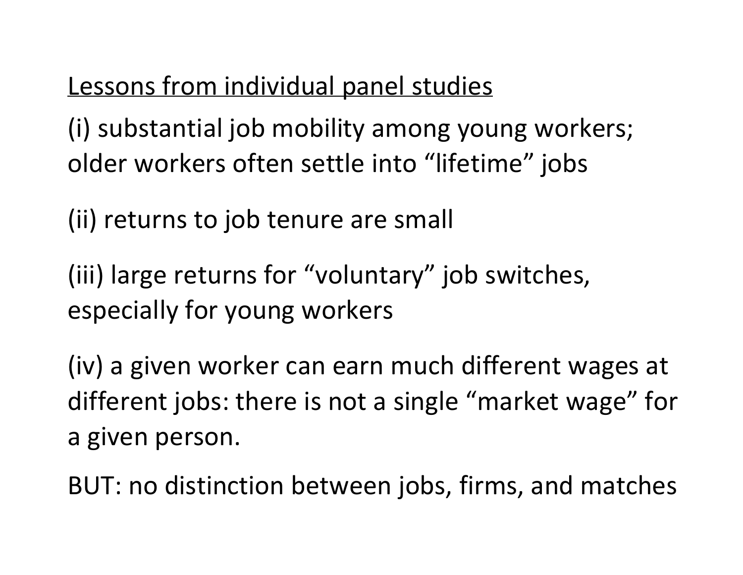<u>Lessons from individual panel studies</u>

(i) substantial job mobility among young workers; older workers often settle into “lifetime” jobs

(ii) returns to job tenure are small

(iii) large returns for “voluntary” job switches, especially for young workers

(iv) a given worker can earn much different wages at different jobs: there is not a single “market wage” for a given person.

BUT: no distinction between jobs, firms, and matches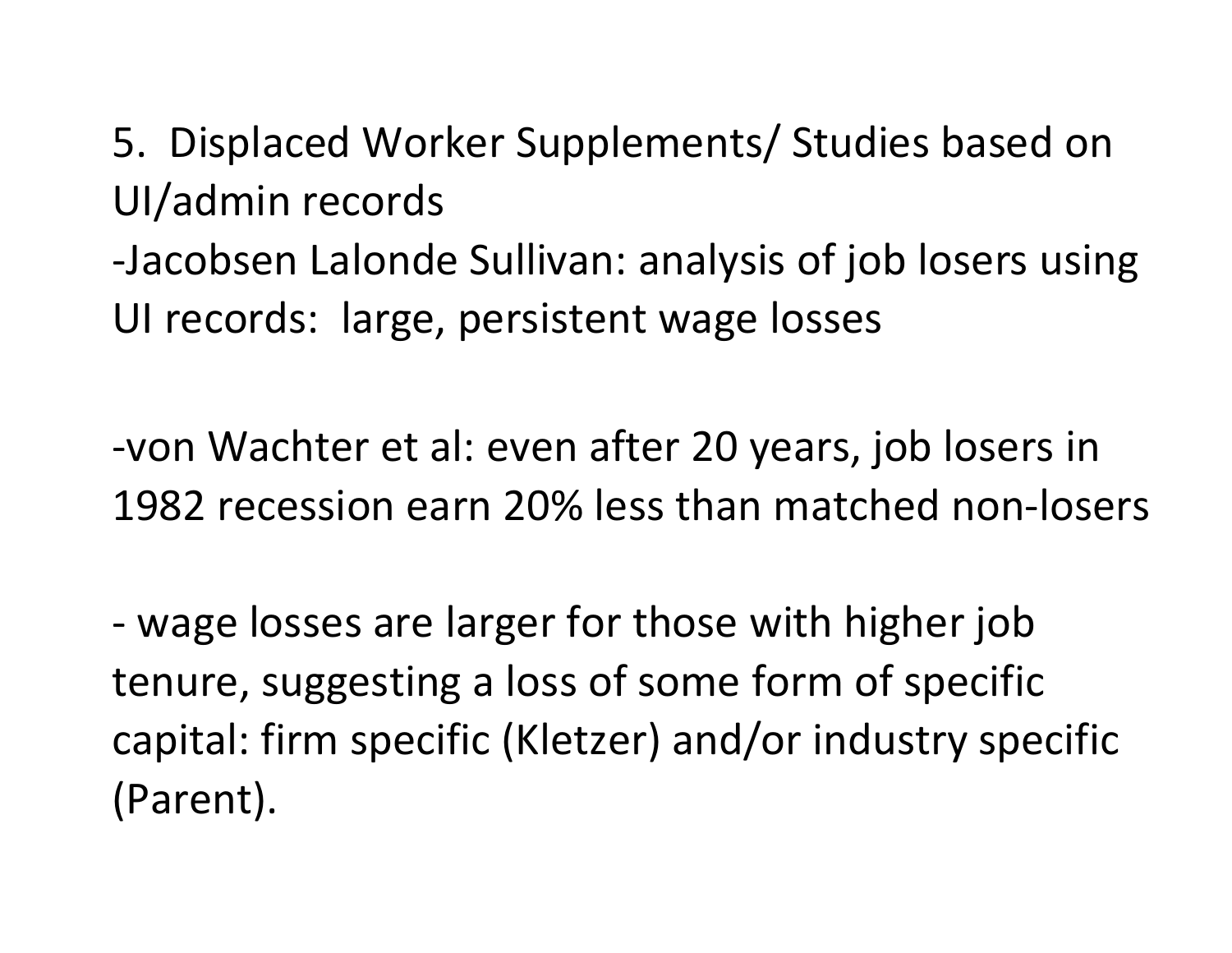5. Displaced Worker Supplements/ Studies based on UI/admin records

-Jacobsen Lalonde Sullivan: analysis of job losers using UI records: large, persistent wage losses

-von Wachter et al: even after 20 years, job losers in 1982 recession earn 20% less than matched non-losers

- wage losses are larger for those with higher job tenure, suggesting a loss of some form of specific capital: firm specific (Kletzer) and/or industry specific (Parent).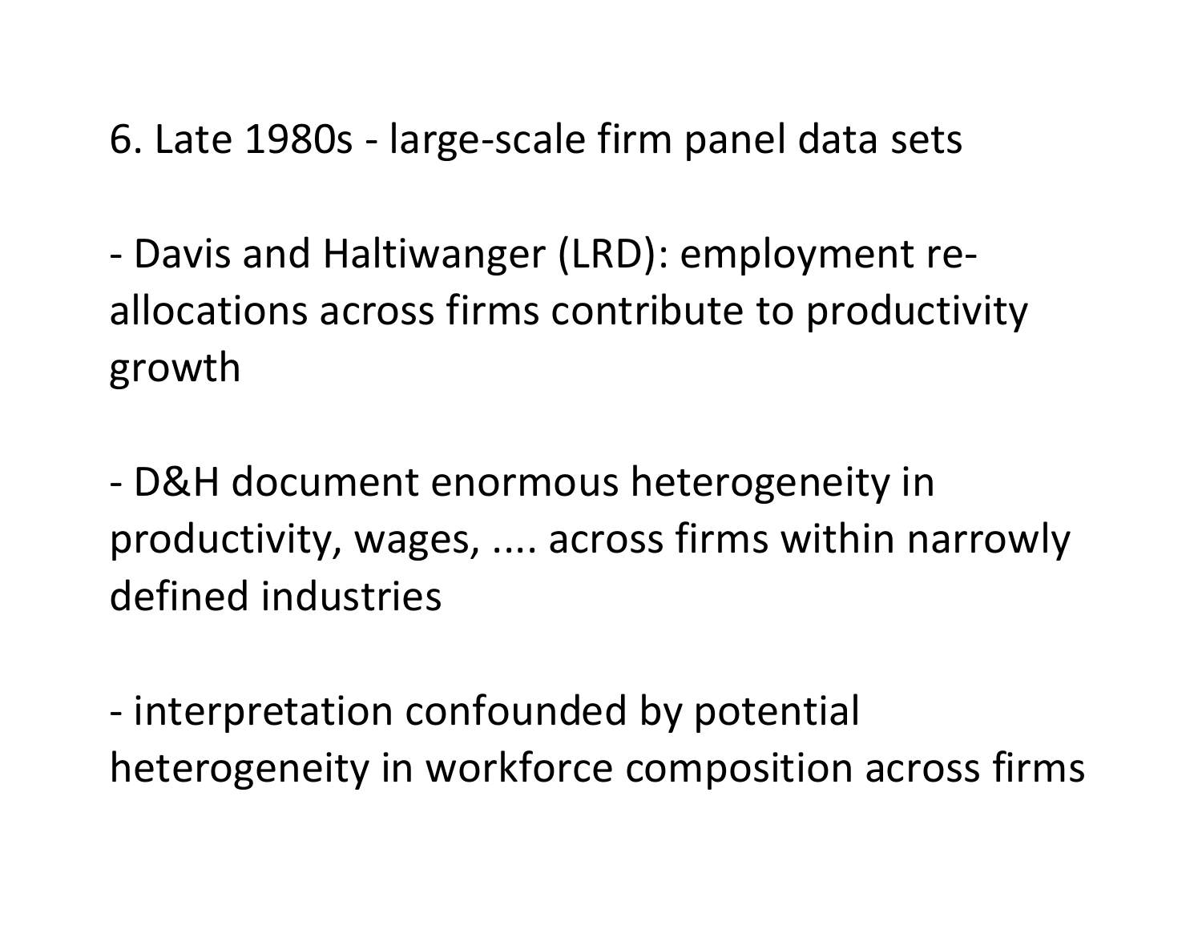6. Late 1980s - large-scale firm panel data sets

- Davis and Haltiwanger (LRD): employment re-allocations across firms contribute to productivity growth

- D&H document enormous heterogeneity in productivity, wages, .... across firms within narrowly defined industries

- interpretation confounded by potential heterogeneity in workforce composition across firms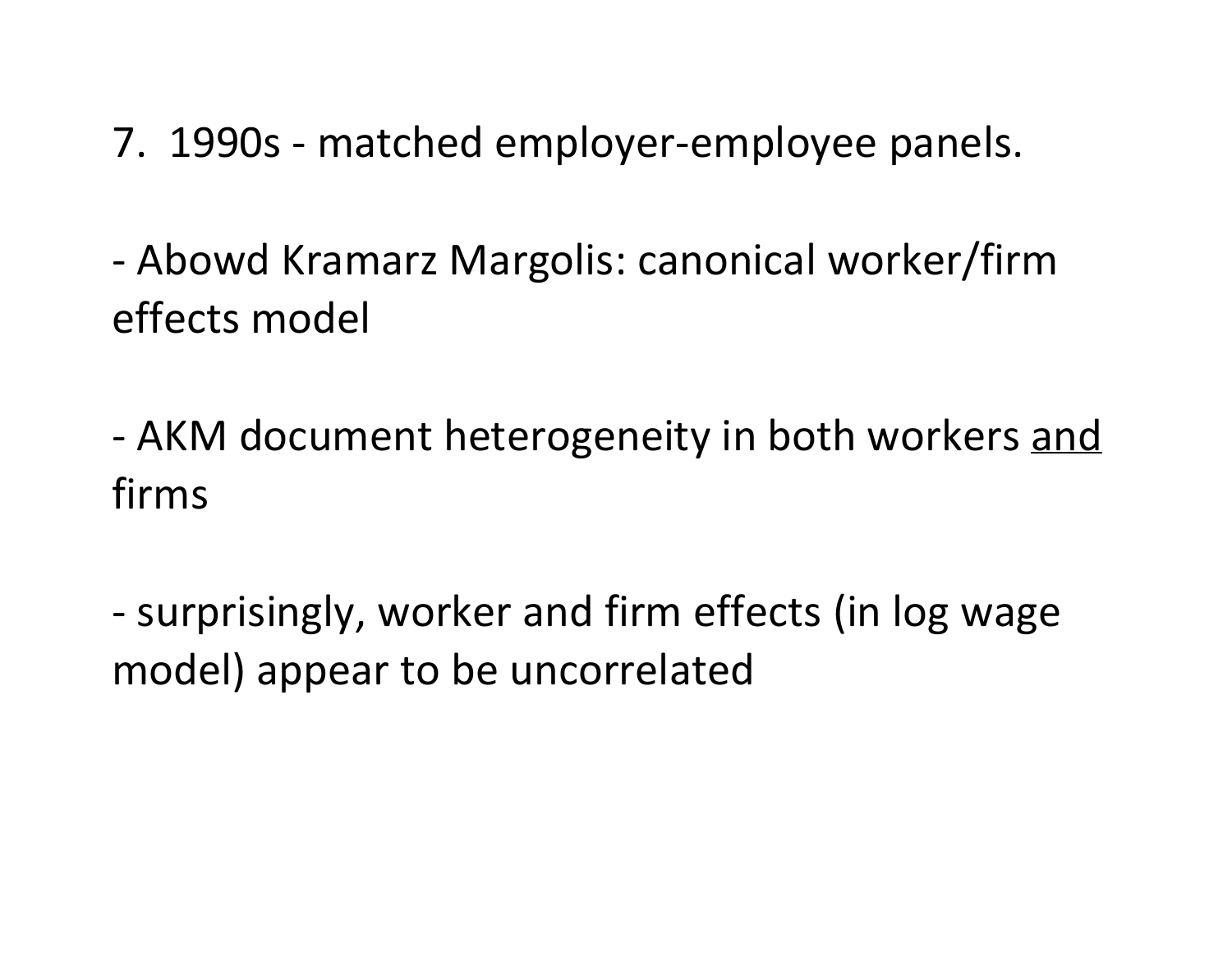7. 1990s - matched employer-employee panels.

- Abowd Kramarz Margolis: canonical worker/firm effects model

- AKM document heterogeneity in both workers <u>and</u> firms

- surprisingly, worker and firm effects (in log wage model) appear to be uncorrelated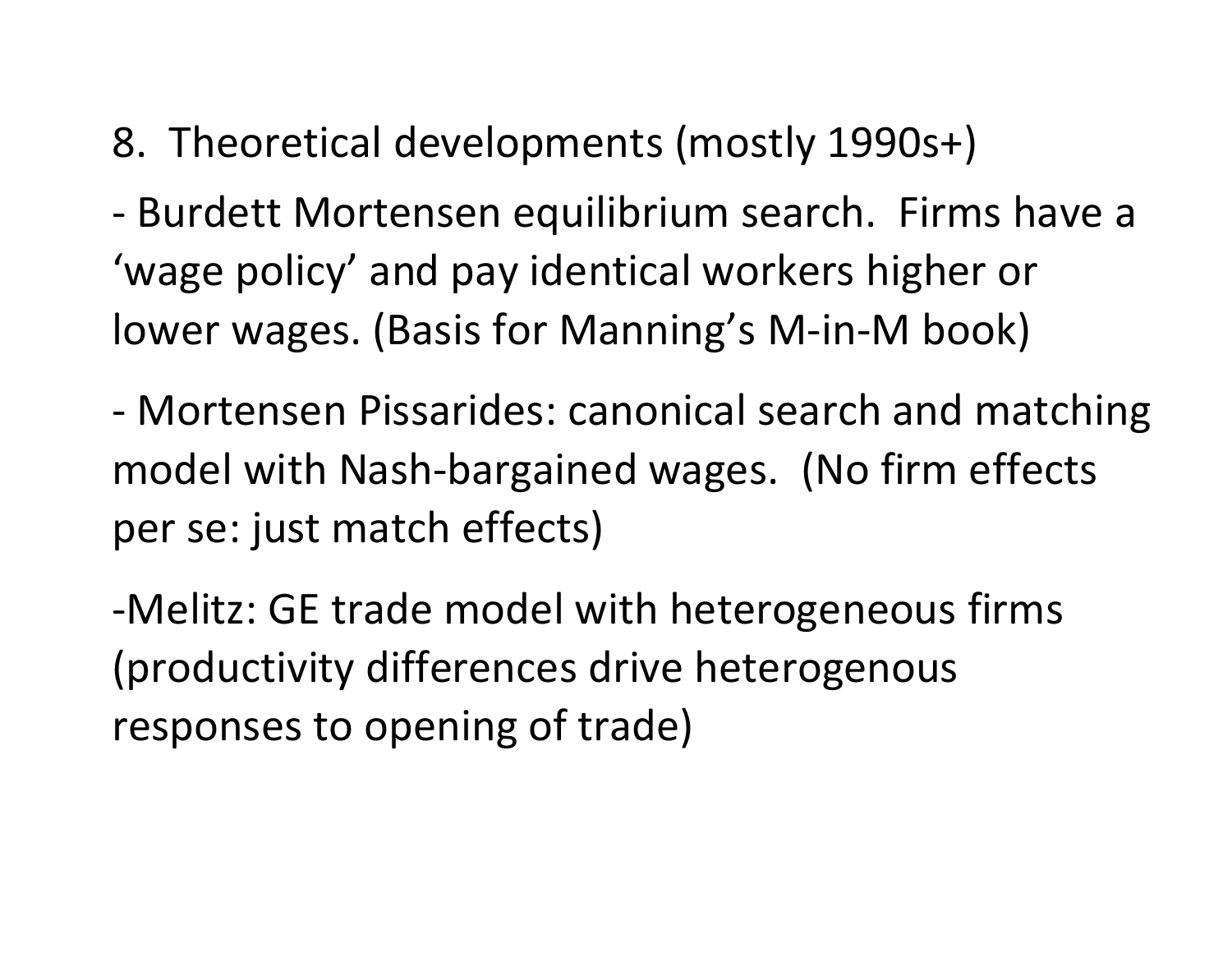8. Theoretical developments (mostly 1990s+)

- Burdett Mortensen equilibrium search. Firms have a 'wage policy' and pay identical workers higher or lower wages. (Basis for Manning's M-in-M book)

- Mortensen Pissarides: canonical search and matching model with Nash-bargained wages. (No firm effects per se: just match effects)

-Melitz: GE trade model with heterogeneous firms (productivity differences drive heterogenous responses to opening of trade)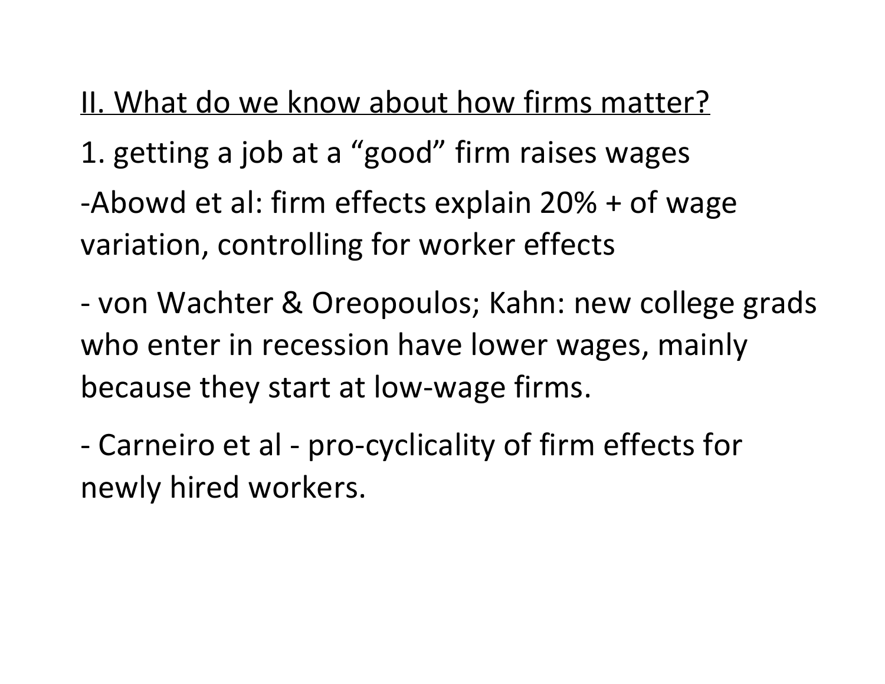## II. What do we know about how firms matter?

1. getting a job at a "good" firm raises wages

-Abowd et al: firm effects explain 20% + of wage variation, controlling for worker effects

- von Wachter & Oreopoulos; Kahn: new college grads who enter in recession have lower wages, mainly because they start at low-wage firms.

- Carneiro et al - pro-cyclicality of firm effects for newly hired workers.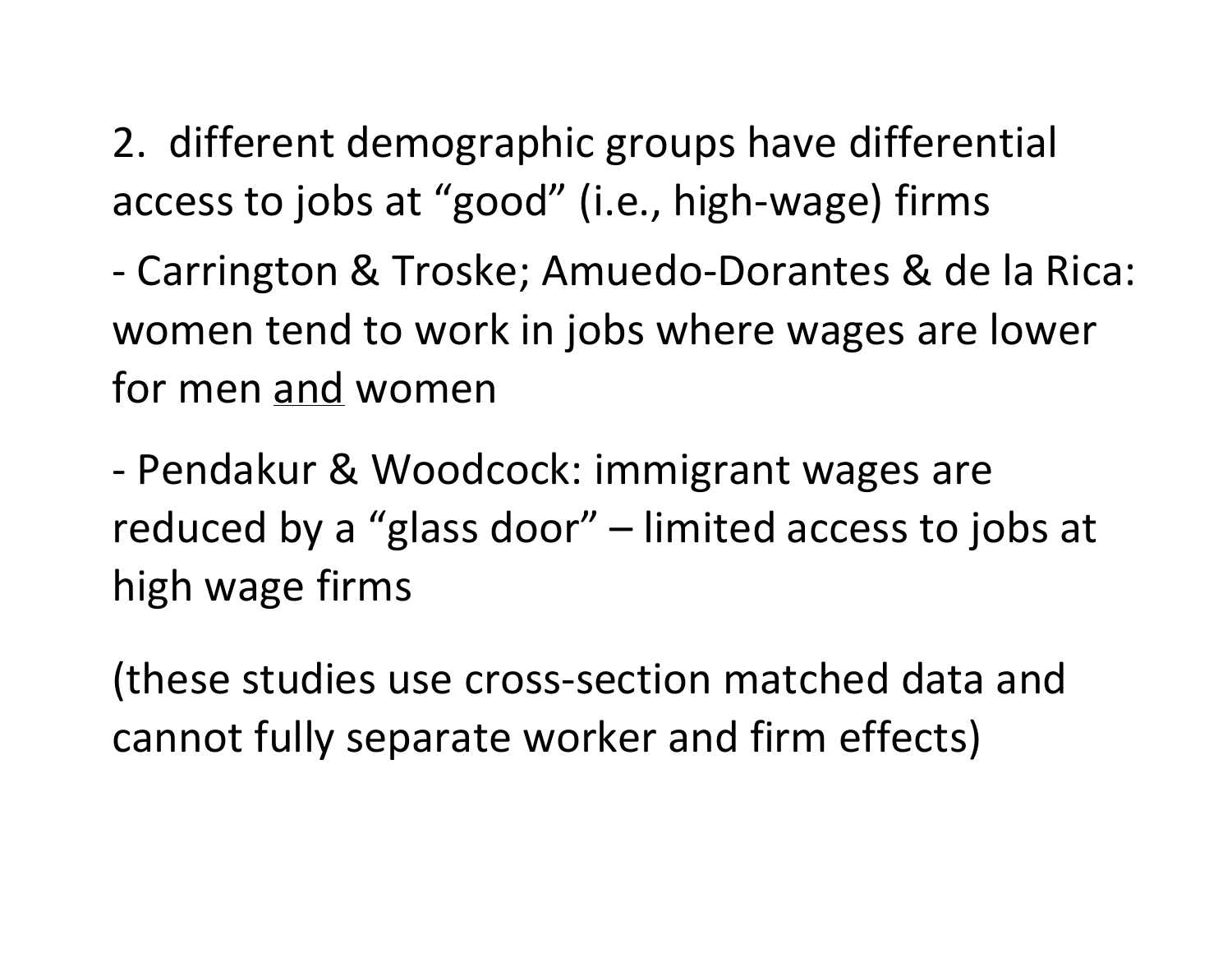2. different demographic groups have differential access to jobs at “good” (i.e., high-wage) firms

- Carrington & Troske; Amuedo-Dorantes & de la Rica: women tend to work in jobs where wages are lower for men <u>and</u> women

- Pendakur & Woodcock: immigrant wages are reduced by a “glass door” – limited access to jobs at high wage firms

(these studies use cross-section matched data and cannot fully separate worker and firm effects)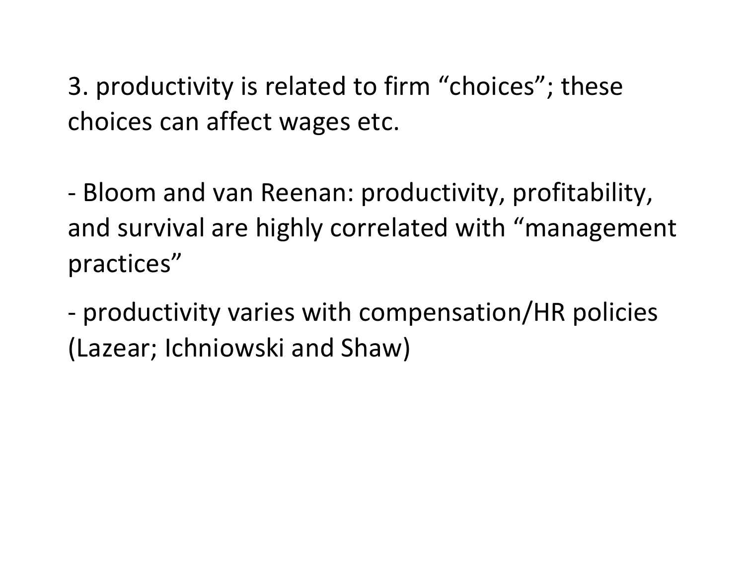3. productivity is related to firm “choices”; these choices can affect wages etc.

- Bloom and van Reenan: productivity, profitability, and survival are highly correlated with “management practices”
- productivity varies with compensation/HR policies (Lazear; Ichniowski and Shaw)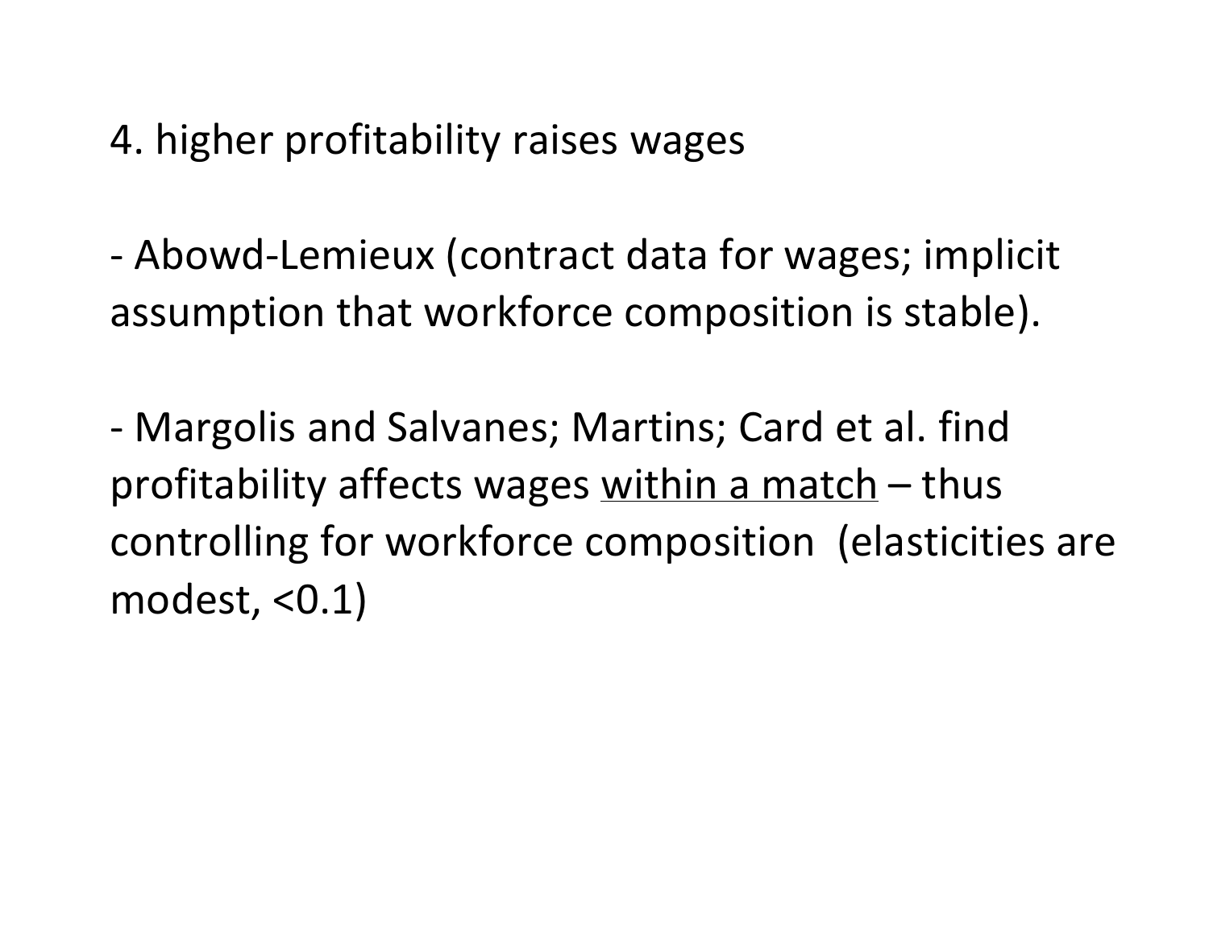4. higher profitability raises wages

- Abowd-Lemieux (contract data for wages; implicit assumption that workforce composition is stable).

- Margolis and Salvanes; Martins; Card et al. find profitability affects wages <u>within a match</u> – thus controlling for workforce composition (elasticities are modest, <0.1)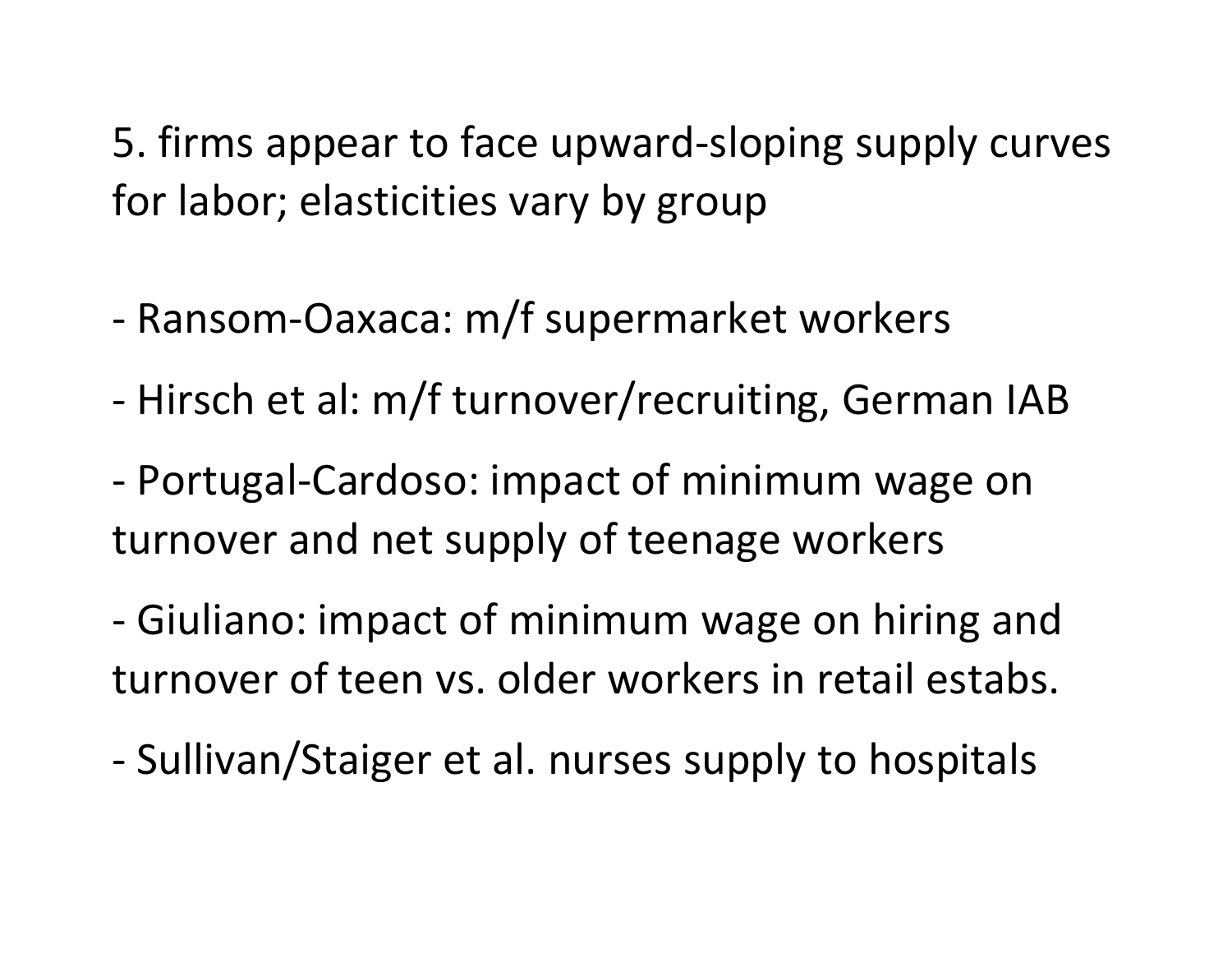5. firms appear to face upward-sloping supply curves for labor; elasticities vary by group

- Ransom-Oaxaca: m/f supermarket workers
- Hirsch et al: m/f turnover/recruiting, German IAB
- Portugal-Cardoso: impact of minimum wage on turnover and net supply of teenage workers
- Giuliano: impact of minimum wage on hiring and turnover of teen vs. older workers in retail estabs.
- Sullivan/Staiger et al. nurses supply to hospitals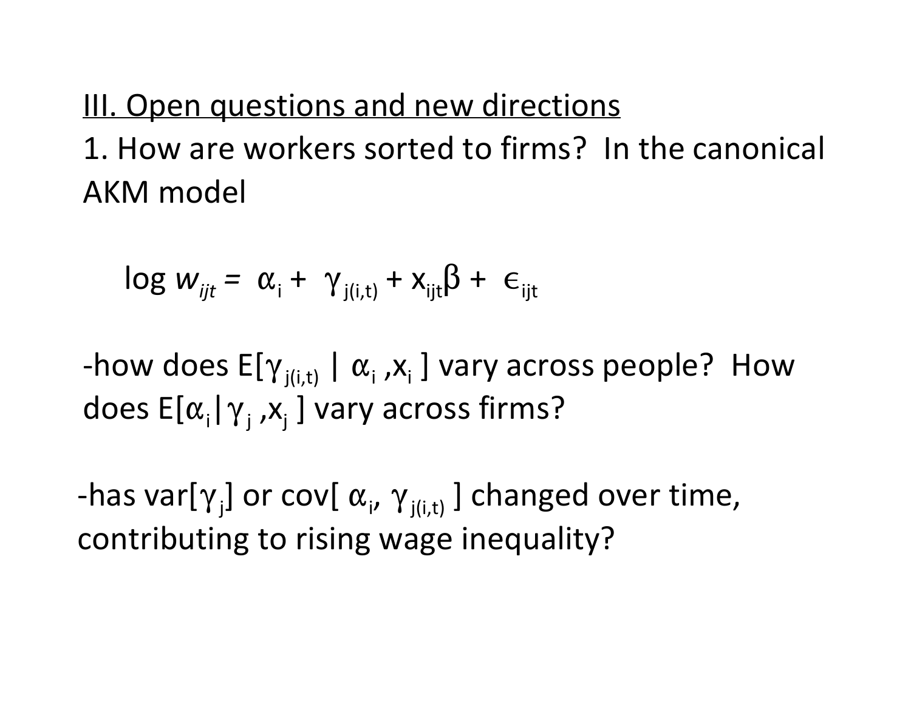## III. Open questions and new directions

1. How are workers sorted to firms? In the canonical AKM model

$$\log w_{ijt} = \alpha_i + \gamma_{j(i,t)} + x_{ijt}\beta + \epsilon_{ijt}$$

-how does $E[\gamma_{j(i,t)} \mid \alpha_i, x_i]$ vary across people? How does $E[\alpha_i \mid \gamma_j, x_j]$ vary across firms?

-has $\text{var}[\gamma_j]$ or $\text{cov}[\alpha_i, \gamma_{j(i,t)}]$ changed over time, contributing to rising wage inequality?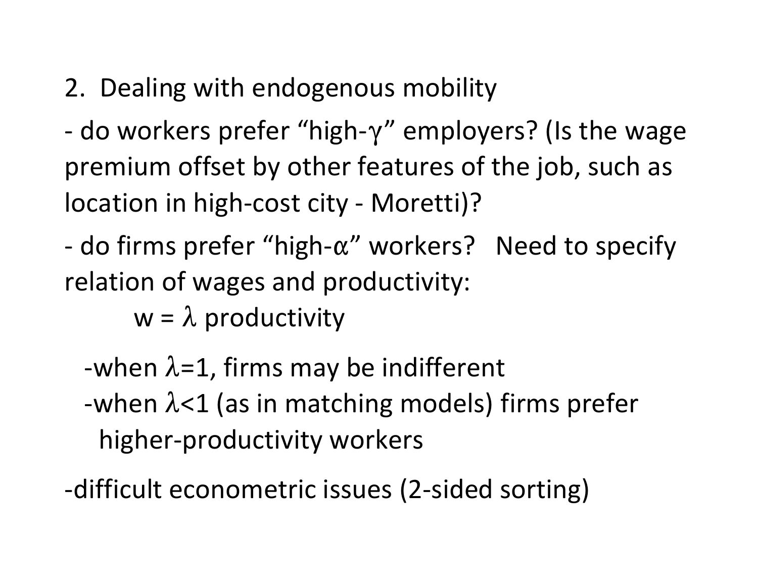## 2. Dealing with endogenous mobility

- do workers prefer "high-$\gamma$" employers? (Is the wage premium offset by other features of the job, such as location in high-cost city - Moretti)?

- do firms prefer "high-$\alpha$" workers? Need to specify relation of wages and productivity:

$$w = \lambda \text{ productivity}$$

  - when $\lambda$=1, firms may be indifferent
  - when $\lambda$<1 (as in matching models) firms prefer higher-productivity workers

- difficult econometric issues (2-sided sorting)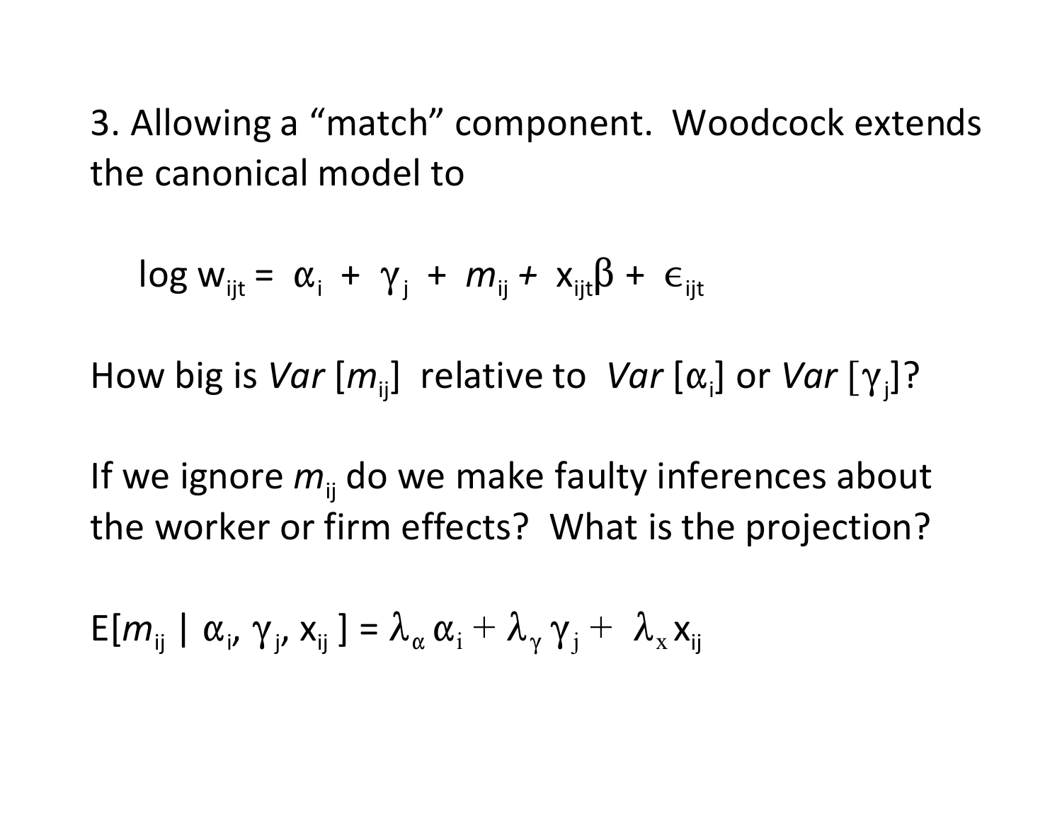3. Allowing a "match" component. Woodcock extends the canonical model to

$$\log w_{ijt} = \alpha_i + \gamma_j + m_{ij} + x_{ijt}\beta + \epsilon_{ijt}$$

How big is *Var* $[m_{ij}]$ relative to *Var* $[\alpha_i]$ or *Var* $[\gamma_j]$?

If we ignore $m_{ij}$ do we make faulty inferences about the worker or firm effects? What is the projection?

$$E[m_{ij} \mid \alpha_i, \gamma_j, x_{ij}] = \lambda_\alpha \alpha_i + \lambda_\gamma \gamma_j + \lambda_x x_{ij}$$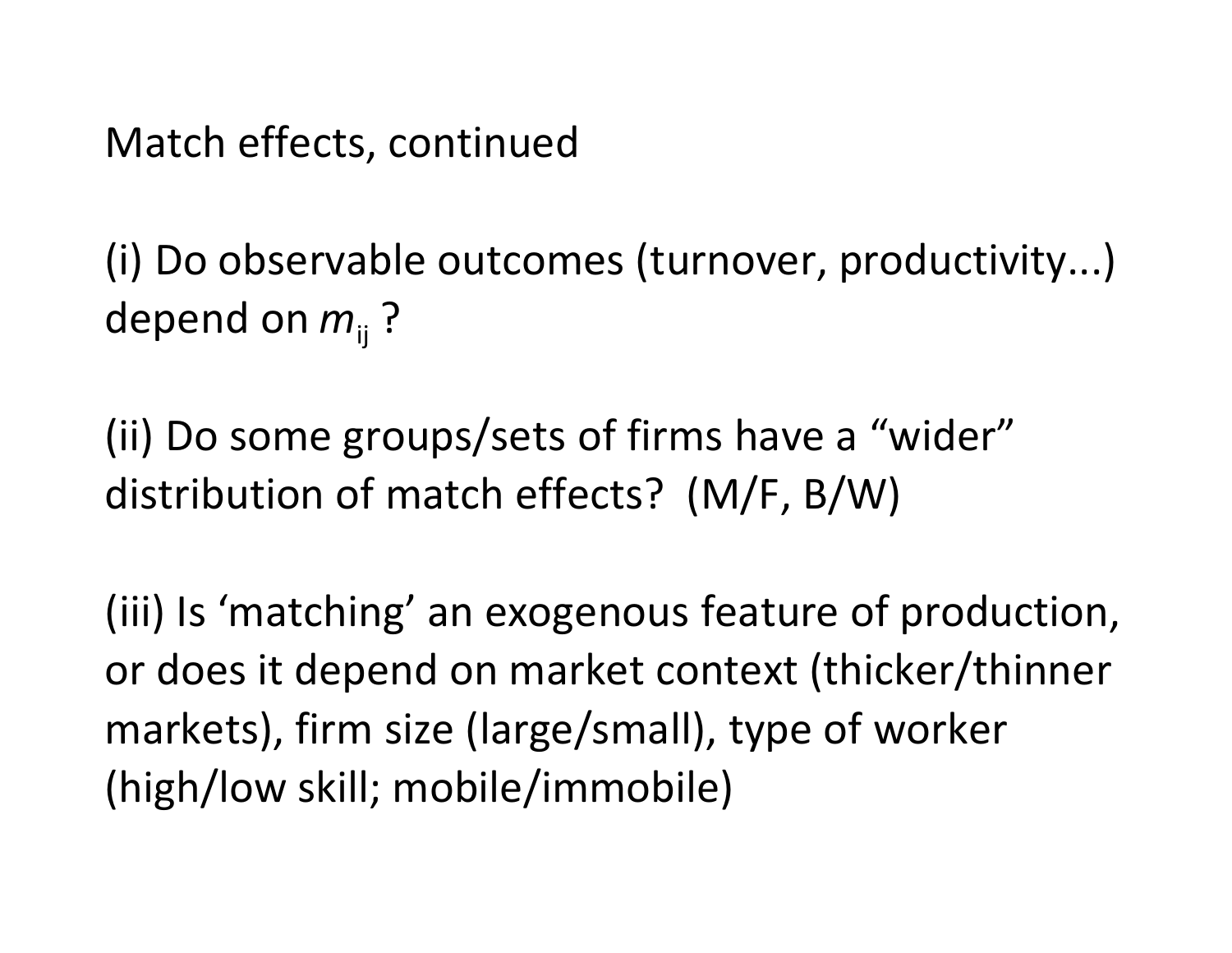Match effects, continued

(i) Do observable outcomes (turnover, productivity...) depend on $m_{ij}$ ?

(ii) Do some groups/sets of firms have a "wider" distribution of match effects? (M/F, B/W)

(iii) Is 'matching' an exogenous feature of production, or does it depend on market context (thicker/thinner markets), firm size (large/small), type of worker (high/low skill; mobile/immobile)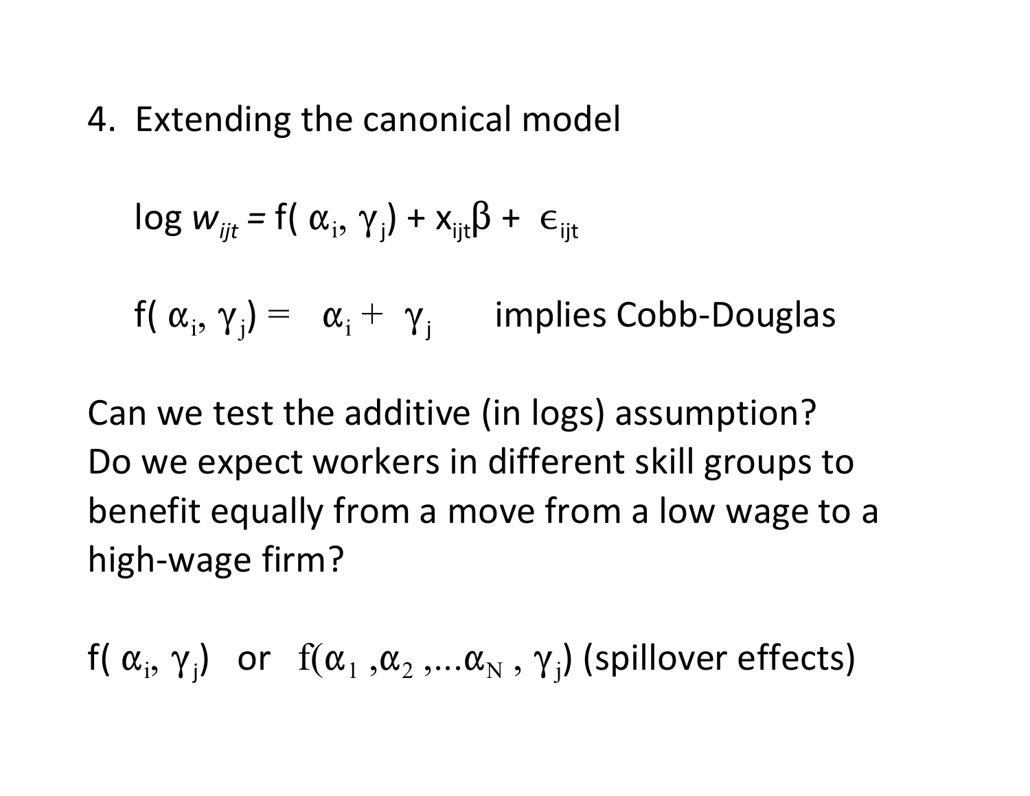4. Extending the canonical model

$$\log w_{ijt} = f(\alpha_i, \gamma_j) + x_{ijt}\beta + \epsilon_{ijt}$$

$f(\alpha_i, \gamma_j) = \alpha_i + \gamma_j$ implies Cobb-Douglas

Can we test the additive (in logs) assumption? Do we expect workers in different skill groups to benefit equally from a move from a low wage to a high-wage firm?

$f(\alpha_i, \gamma_j)$ or $f(\alpha_1, \alpha_2, \ldots \alpha_N, \gamma_j)$ (spillover effects)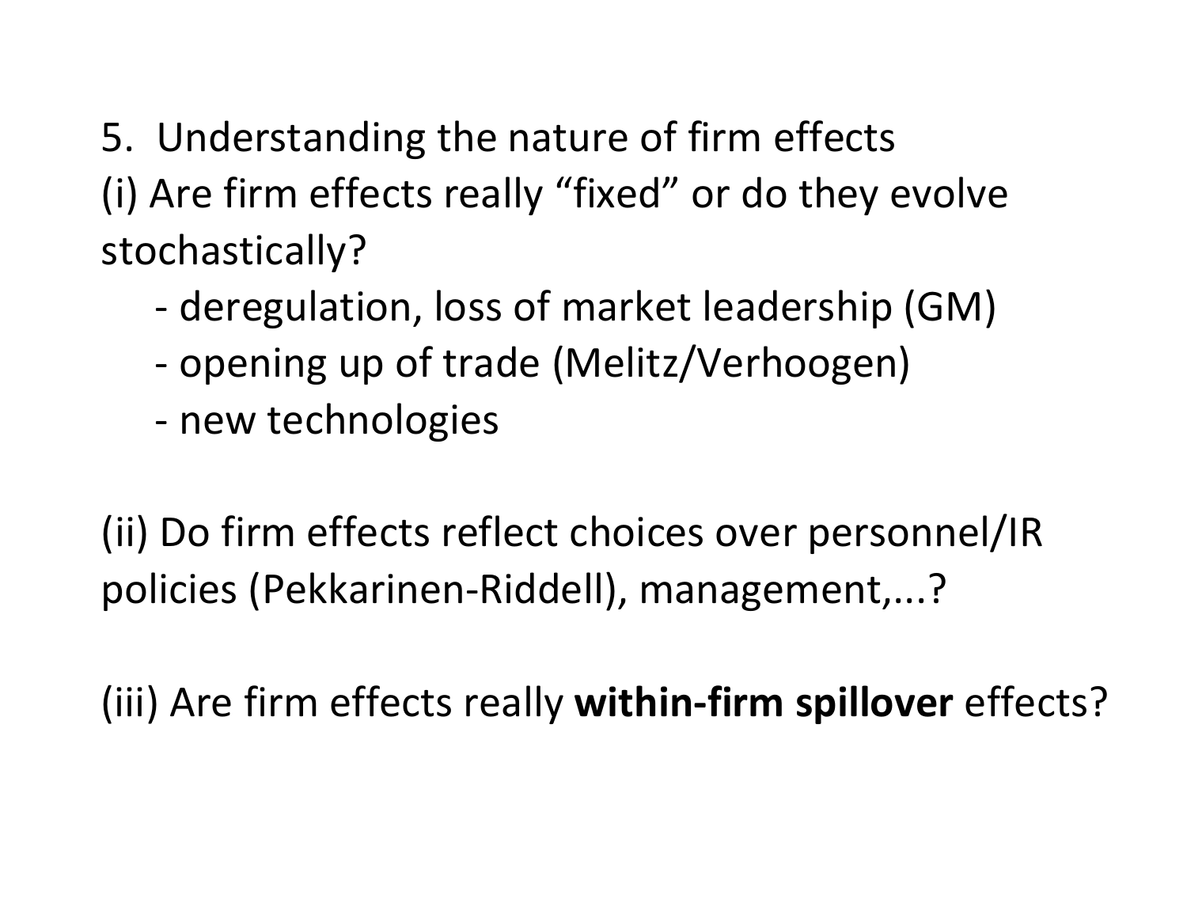5. Understanding the nature of firm effects

(i) Are firm effects really “fixed” or do they evolve stochastically?

- deregulation, loss of market leadership (GM)
- opening up of trade (Melitz/Verhoogen)
- new technologies

(ii) Do firm effects reflect choices over personnel/IR policies (Pekkarinen-Riddell), management,...?

(iii) Are firm effects really **within-firm spillover** effects?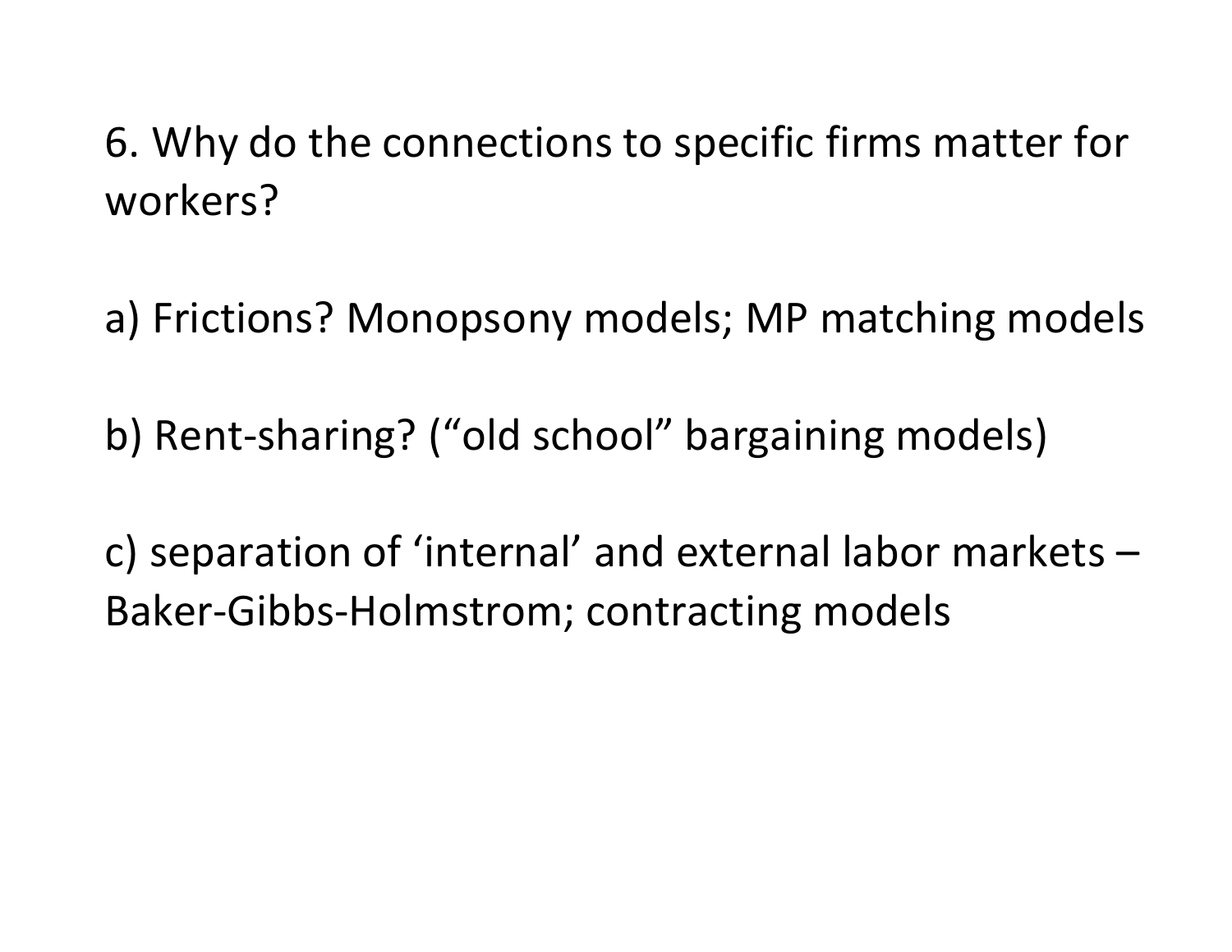6. Why do the connections to specific firms matter for workers?

a) Frictions? Monopsony models; MP matching models

b) Rent-sharing? (“old school” bargaining models)

c) separation of ‘internal’ and external labor markets – Baker-Gibbs-Holmstrom; contracting models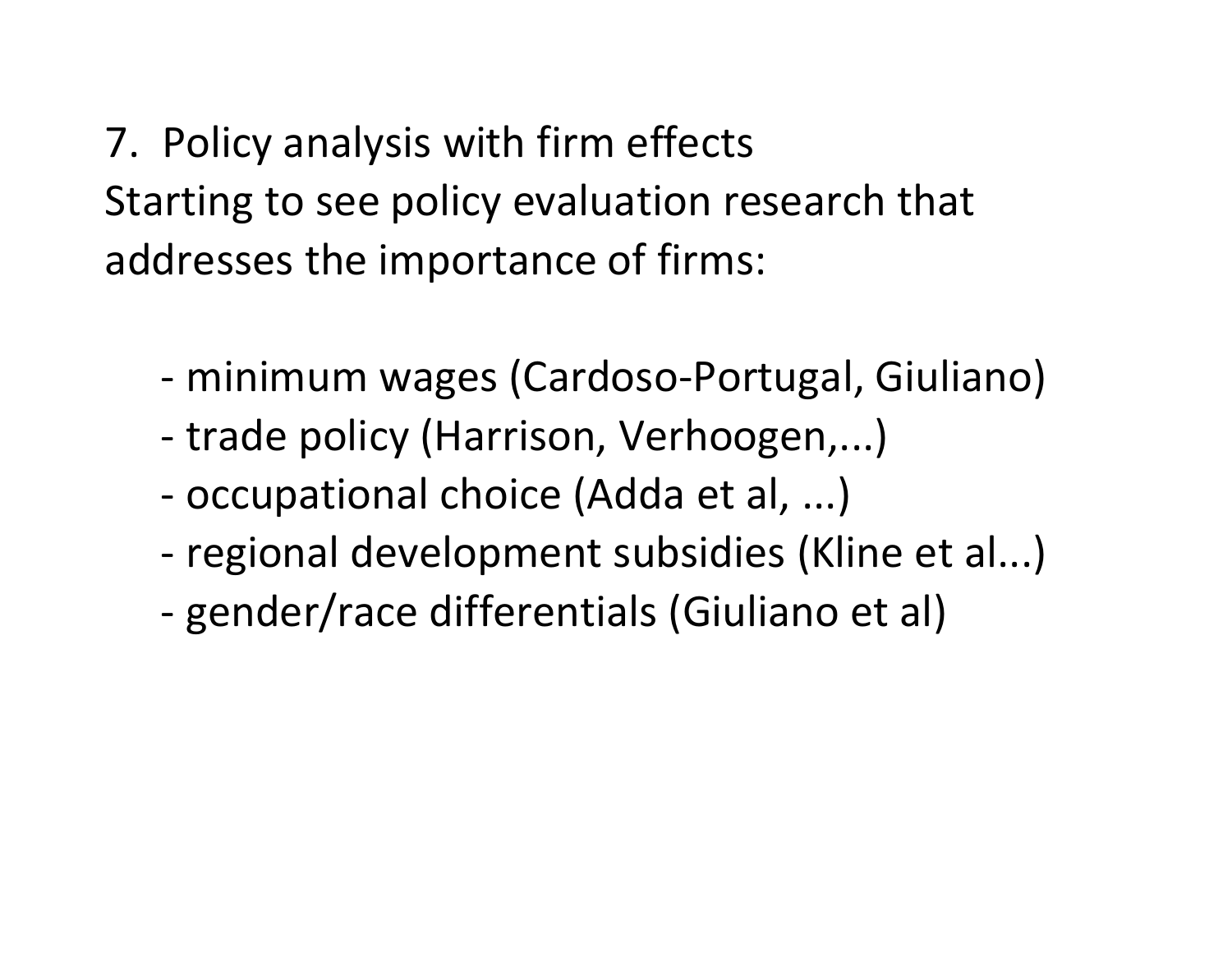7. Policy analysis with firm effects

Starting to see policy evaluation research that addresses the importance of firms:

- minimum wages (Cardoso-Portugal, Giuliano)
- trade policy (Harrison, Verhoogen,...)
- occupational choice (Adda et al, ...)
- regional development subsidies (Kline et al...)
- gender/race differentials (Giuliano et al)